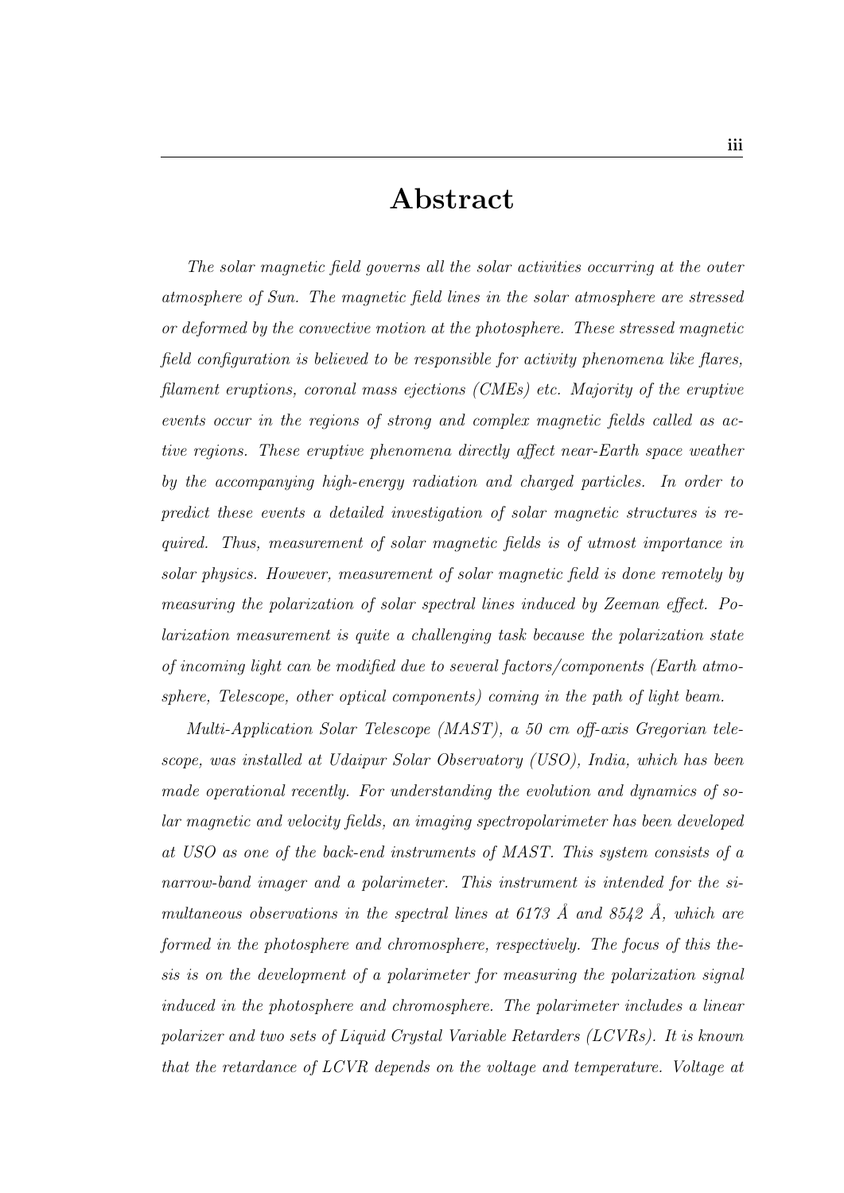# Abstract

*The solar magnetic field governs all the solar activities occurring at the outer atmosphere of Sun. The magnetic field lines in the solar atmosphere are stressed or deformed by the convective motion at the photosphere. These stressed magnetic field configuration is believed to be responsible for activity phenomena like flares, filament eruptions, coronal mass ejections (CMEs) etc. Majority of the eruptive events occur in the regions of strong and complex magnetic fields called as active regions. These eruptive phenomena directly affect near-Earth space weather by the accompanying high-energy radiation and charged particles. In order to predict these events a detailed investigation of solar magnetic structures is required. Thus, measurement of solar magnetic fields is of utmost importance in solar physics. However, measurement of solar magnetic field is done remotely by measuring the polarization of solar spectral lines induced by Zeeman effect. Polarization measurement is quite a challenging task because the polarization state of incoming light can be modified due to several factors/components (Earth atmosphere, Telescope, other optical components) coming in the path of light beam.*

*Multi-Application Solar Telescope (MAST), a 50 cm off-axis Gregorian telescope, was installed at Udaipur Solar Observatory (USO), India, which has been made operational recently. For understanding the evolution and dynamics of solar magnetic and velocity fields, an imaging spectropolarimeter has been developed at USO as one of the back-end instruments of MAST. This system consists of a narrow-band imager and a polarimeter. This instrument is intended for the simultaneous observations in the spectral lines at 6173 Å and 8542 Å, which are formed in the photosphere and chromosphere, respectively. The focus of this thesis is on the development of a polarimeter for measuring the polarization signal induced in the photosphere and chromosphere. The polarimeter includes a linear polarizer and two sets of Liquid Crystal Variable Retarders (LCVRs). It is known that the retardance of LCVR depends on the voltage and temperature. Voltage at*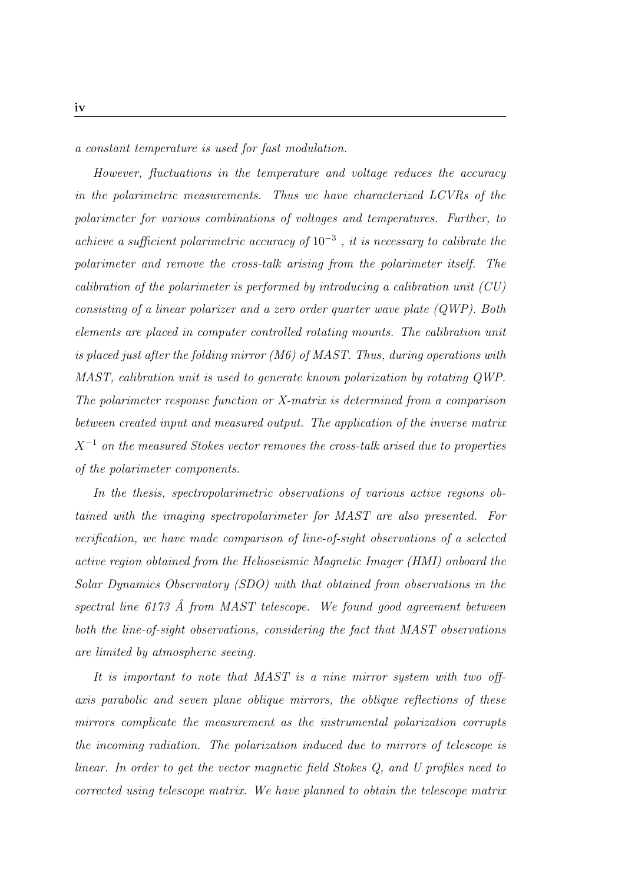*a constant temperature is used for fast modulation.*

*However, fluctuations in the temperature and voltage reduces the accuracy in the polarimetric measurements. Thus we have characterized LCVRs of the polarimeter for various combinations of voltages and temperatures. Further, to achieve a sufficient polarimetric accuracy of* $10^{-3}$ *, it is necessary to calibrate the polarimeter and remove the cross-talk arising from the polarimeter itself. The calibration of the polarimeter is performed by introducing a calibration unit (CU) consisting of a linear polarizer and a zero order quarter wave plate (QWP). Both elements are placed in computer controlled rotating mounts. The calibration unit is placed just after the folding mirror (M6) of MAST. Thus, during operations with MAST, calibration unit is used to generate known polarization by rotating QWP. The polarimeter response function or X-matrix is determined from a comparison between created input and measured output. The application of the inverse matrix* $X^{-1}$ *on the measured Stokes vector removes the cross-talk arised due to properties of the polarimeter components.*

*In the thesis, spectropolarimetric observations of various active regions obtained with the imaging spectropolarimeter for MAST are also presented. For verification, we have made comparison of line-of-sight observations of a selected active region obtained from the Helioseismic Magnetic Imager (HMI) onboard the Solar Dynamics Observatory (SDO) with that obtained from observations in the spectral line 6173 Å from MAST telescope. We found good agreement between both the line-of-sight observations, considering the fact that MAST observations are limited by atmospheric seeing.*

*It is important to note that MAST is a nine mirror system with two off-axis parabolic and seven plane oblique mirrors, the oblique reflections of these mirrors complicate the measurement as the instrumental polarization corrupts the incoming radiation. The polarization induced due to mirrors of telescope is linear. In order to get the vector magnetic field Stokes Q, and U profiles need to corrected using telescope matrix. We have planned to obtain the telescope matrix*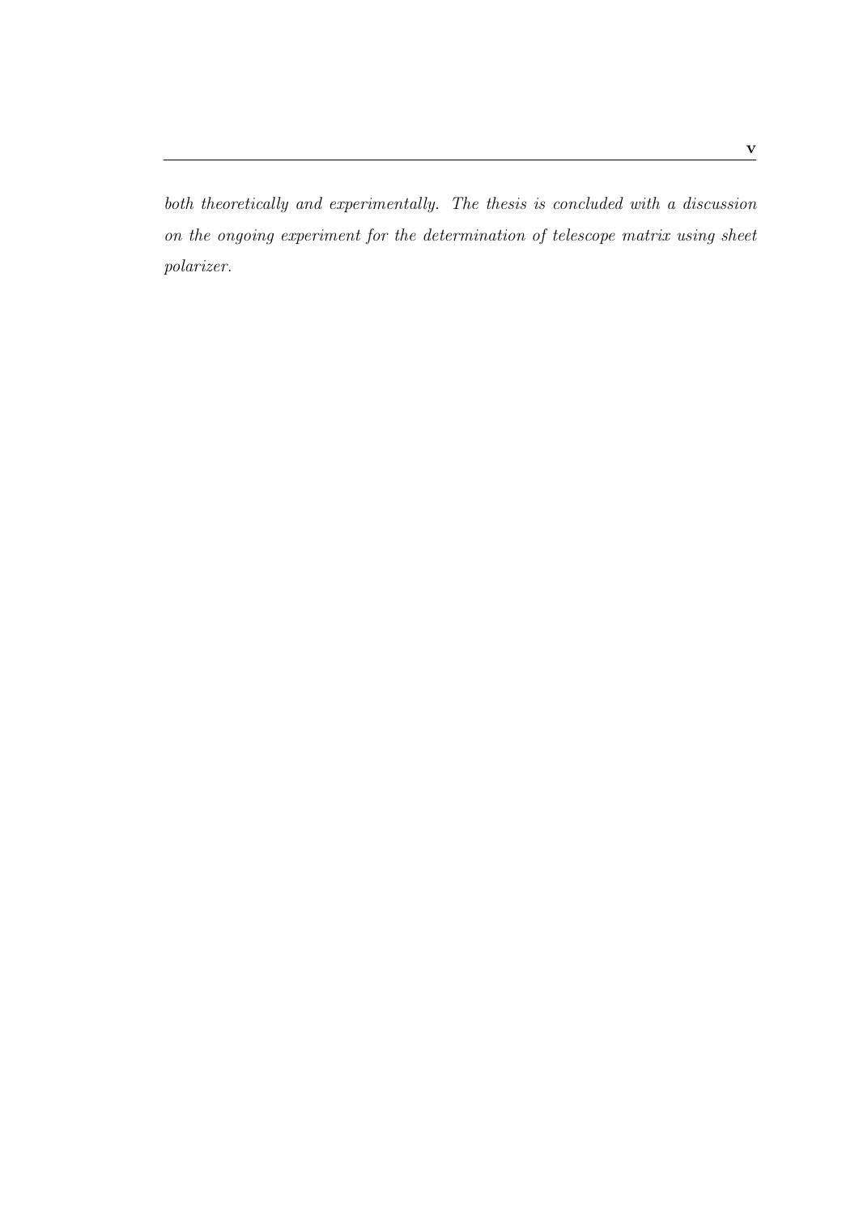*both theoretically and experimentally. The thesis is concluded with a discussion on the ongoing experiment for the determination of telescope matrix using sheet polarizer.*